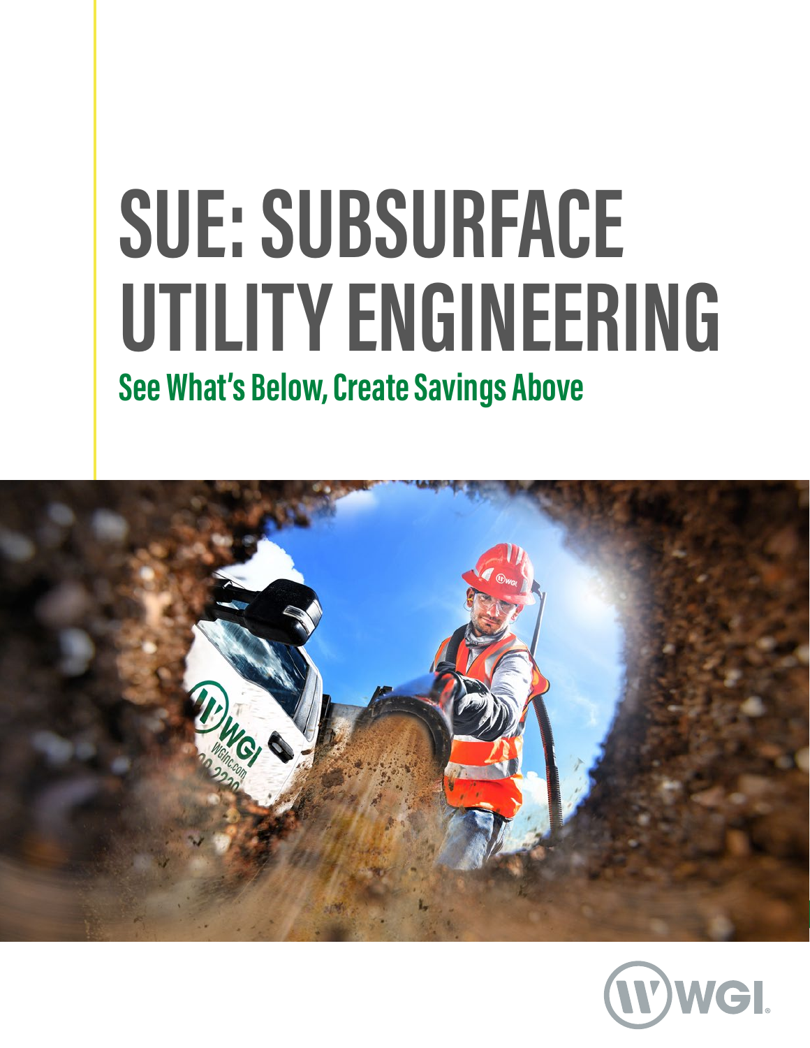# SUE: SUBSURFACE UTILITY ENGINEERING

## See What's Below, Create Savings Above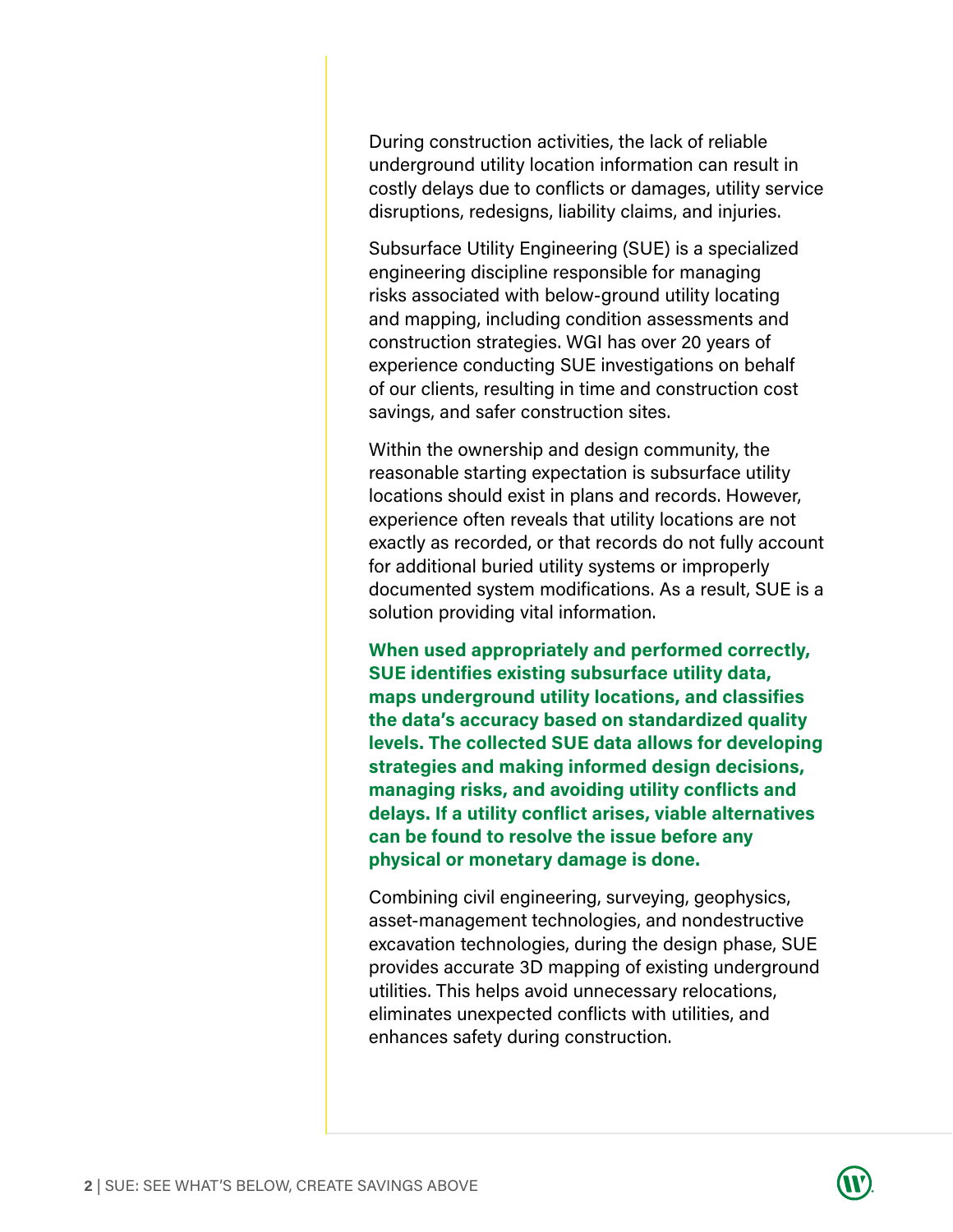During construction activities, the lack of reliable underground utility location information can result in costly delays due to conflicts or damages, utility service disruptions, redesigns, liability claims, and injuries.

Subsurface Utility Engineering (SUE) is a specialized engineering discipline responsible for managing risks associated with below-ground utility locating and mapping, including condition assessments and construction strategies. WGI has over 20 years of experience conducting SUE investigations on behalf of our clients, resulting in time and construction cost savings, and safer construction sites.

Within the ownership and design community, the reasonable starting expectation is subsurface utility locations should exist in plans and records. However, experience often reveals that utility locations are not exactly as recorded, or that records do not fully account for additional buried utility systems or improperly documented system modifications. As a result, SUE is a solution providing vital information.

**When used appropriately and performed correctly, SUE identifies existing subsurface utility data, maps underground utility locations, and classifies the data's accuracy based on standardized quality levels. The collected SUE data allows for developing strategies and making informed design decisions, managing risks, and avoiding utility conflicts and delays. If a utility conflict arises, viable alternatives can be found to resolve the issue before any physical or monetary damage is done.**

Combining civil engineering, surveying, geophysics, asset-management technologies, and nondestructive excavation technologies, during the design phase, SUE provides accurate 3D mapping of existing underground utilities. This helps avoid unnecessary relocations, eliminates unexpected conflicts with utilities, and enhances safety during construction.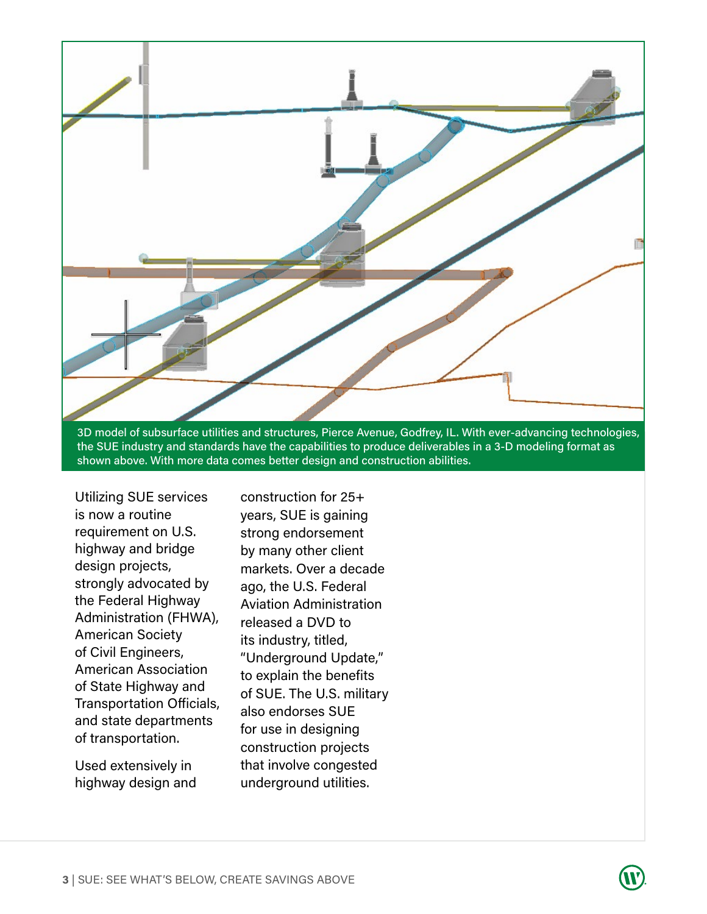3D model of subsurface utilities and structures, Pierce Avenue, Godfrey, IL. With ever-advancing technologies, the SUE industry and standards have the capabilities to produce deliverables in a 3-D modeling format as shown above. With more data comes better design and construction abilities.

Utilizing SUE services is now a routine requirement on U.S. highway and bridge design projects, strongly advocated by the Federal Highway Administration (FHWA), American Society of Civil Engineers, American Association of State Highway and Transportation Officials, and state departments of transportation.

Used extensively in highway design and construction for 25+ years, SUE is gaining strong endorsement by many other client markets. Over a decade ago, the U.S. Federal Aviation Administration released a DVD to its industry, titled, "Underground Update," to explain the benefits of SUE. The U.S. military also endorses SUE for use in designing construction projects that involve congested underground utilities.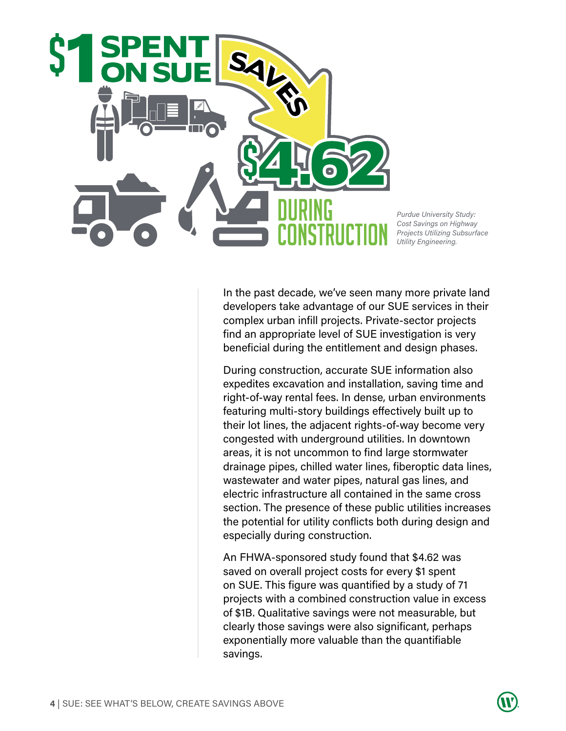**$1 SPENT ON SUE SAVES $4.62 DURING CONSTRUCTION**

*Purdue University Study: Cost Savings on Highway Projects Utilizing Subsurface Utility Engineering.*

In the past decade, we've seen many more private land developers take advantage of our SUE services in their complex urban infill projects. Private-sector projects find an appropriate level of SUE investigation is very beneficial during the entitlement and design phases.

During construction, accurate SUE information also expedites excavation and installation, saving time and right-of-way rental fees. In dense, urban environments featuring multi-story buildings effectively built up to their lot lines, the adjacent rights-of-way become very congested with underground utilities. In downtown areas, it is not uncommon to find large stormwater drainage pipes, chilled water lines, fiberoptic data lines, wastewater and water pipes, natural gas lines, and electric infrastructure all contained in the same cross section. The presence of these public utilities increases the potential for utility conflicts both during design and especially during construction.

An FHWA-sponsored study found that $4.62 was saved on overall project costs for every $1 spent on SUE. This figure was quantified by a study of 71 projects with a combined construction value in excess of $1B. Qualitative savings were not measurable, but clearly those savings were also significant, perhaps exponentially more valuable than the quantifiable savings.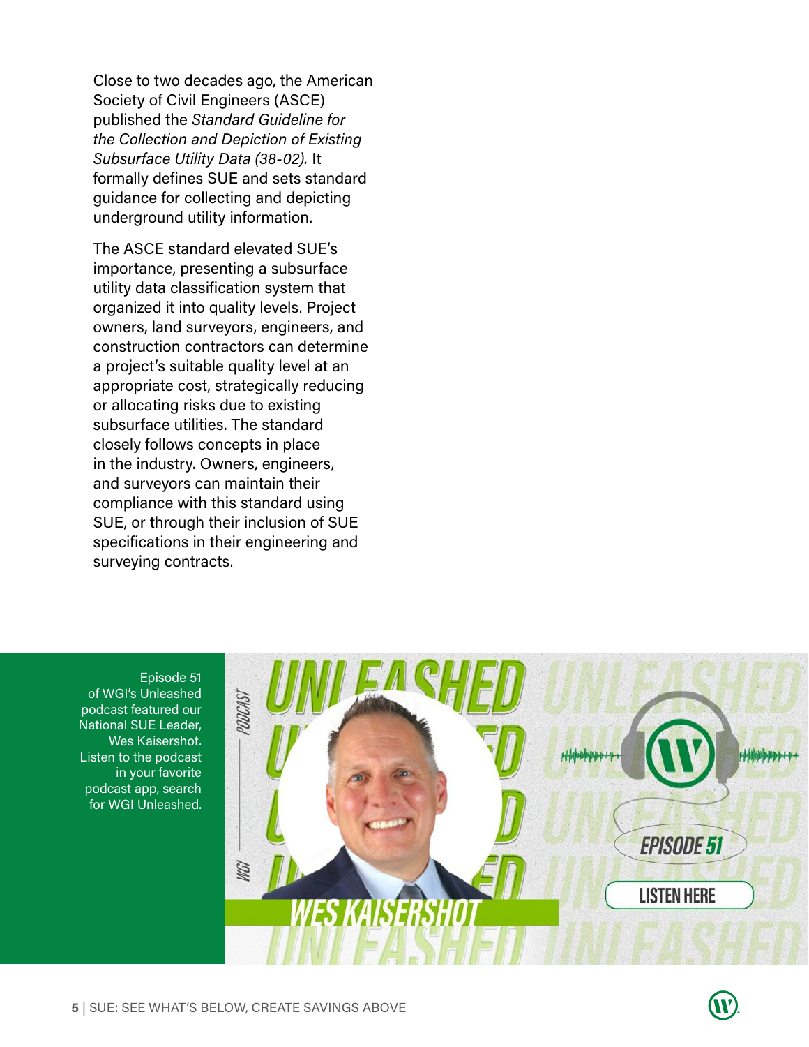Close to two decades ago, the American Society of Civil Engineers (ASCE) published the *Standard Guideline for the Collection and Depiction of Existing Subsurface Utility Data (38-02).* It formally defines SUE and sets standard guidance for collecting and depicting underground utility information.

The ASCE standard elevated SUE's importance, presenting a subsurface utility data classification system that organized it into quality levels. Project owners, land surveyors, engineers, and construction contractors can determine a project's suitable quality level at an appropriate cost, strategically reducing or allocating risks due to existing subsurface utilities. The standard closely follows concepts in place in the industry. Owners, engineers, and surveyors can maintain their compliance with this standard using SUE, or through their inclusion of SUE specifications in their engineering and surveying contracts.

Episode 51 of WGI's Unleashed podcast featured our National SUE Leader, Wes Kaisershot. Listen to the podcast in your favorite podcast app, search for WGI Unleashed.

WGI PODCAST — UNLEASHED — WES KAISERSHOT — EPISODE 51 — LISTEN HERE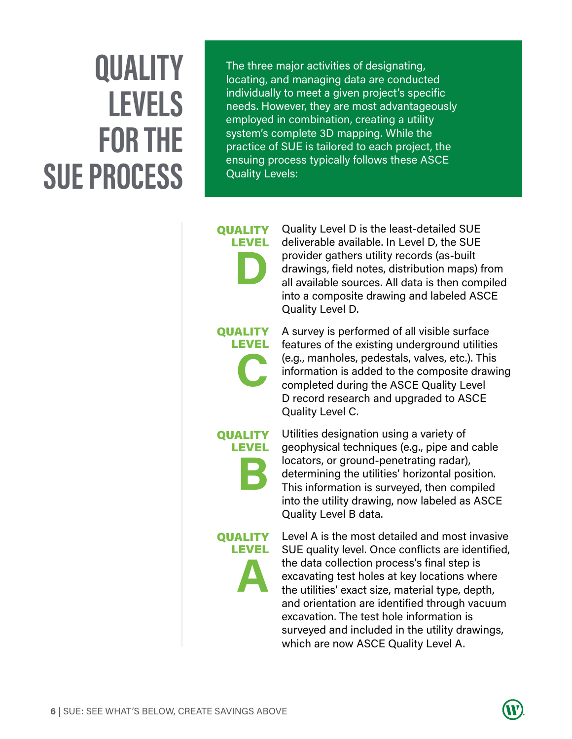# QUALITY LEVELS FOR THE SUE PROCESS

The three major activities of designating, locating, and managing data are conducted individually to meet a given project's specific needs. However, they are most advantageously employed in combination, creating a utility system's complete 3D mapping. While the practice of SUE is tailored to each project, the ensuing process typically follows these ASCE Quality Levels:

## QUALITY LEVEL D

Quality Level D is the least-detailed SUE deliverable available. In Level D, the SUE provider gathers utility records (as-built drawings, field notes, distribution maps) from all available sources. All data is then compiled into a composite drawing and labeled ASCE Quality Level D.

## QUALITY LEVEL C

A survey is performed of all visible surface features of the existing underground utilities (e.g., manholes, pedestals, valves, etc.). This information is added to the composite drawing completed during the ASCE Quality Level D record research and upgraded to ASCE Quality Level C.

## QUALITY LEVEL B

Utilities designation using a variety of geophysical techniques (e.g., pipe and cable locators, or ground-penetrating radar), determining the utilities' horizontal position. This information is surveyed, then compiled into the utility drawing, now labeled as ASCE Quality Level B data.

## QUALITY LEVEL A

Level A is the most detailed and most invasive SUE quality level. Once conflicts are identified, the data collection process's final step is excavating test holes at key locations where the utilities' exact size, material type, depth, and orientation are identified through vacuum excavation. The test hole information is surveyed and included in the utility drawings, which are now ASCE Quality Level A.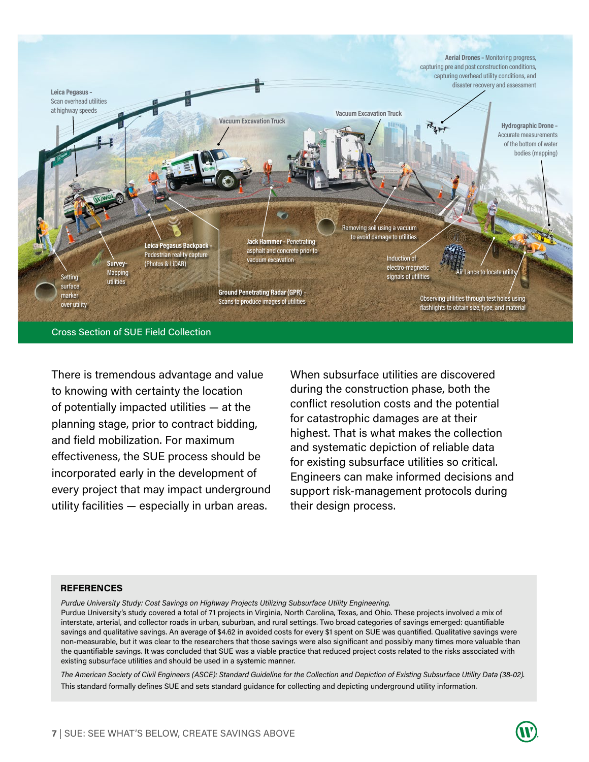Leica Pegasus – Scan overhead utilities at highway speeds

Vacuum Excavation Truck

Vacuum Excavation Truck

Aerial Drones – Monitoring progress, capturing pre and post construction conditions, capturing overhead utility conditions, and disaster recovery and assessment

Hydrographic Drone – Accurate measurements of the bottom of water bodies (mapping)

Leica Pegasus Backpack – Pedestrian reality capture (Photos & LiDAR)

Jack Hammer – Penetrating asphalt and concrete prior to vacuum excavation

Removing soil using a vacuum to avoid damage to utilities

Induction of electro-magnetic signals of utilities

Air Lance to locate utility

Survey– Mapping utilities

Setting surface marker over utility

Ground Penetrating Radar (GPR) – Scans to produce images of utilities

Observing utilities through test holes using flashlights to obtain size, type, and material

Cross Section of SUE Field Collection

There is tremendous advantage and value to knowing with certainty the location of potentially impacted utilities — at the planning stage, prior to contract bidding, and field mobilization. For maximum effectiveness, the SUE process should be incorporated early in the development of every project that may impact underground utility facilities — especially in urban areas.

When subsurface utilities are discovered during the construction phase, both the conflict resolution costs and the potential for catastrophic damages are at their highest. That is what makes the collection and systematic depiction of reliable data for existing subsurface utilities so critical. Engineers can make informed decisions and support risk-management protocols during their design process.

## REFERENCES

*Purdue University Study: Cost Savings on Highway Projects Utilizing Subsurface Utility Engineering.*
Purdue University's study covered a total of 71 projects in Virginia, North Carolina, Texas, and Ohio. These projects involved a mix of interstate, arterial, and collector roads in urban, suburban, and rural settings. Two broad categories of savings emerged: quantifiable savings and qualitative savings. An average of $4.62 in avoided costs for every $1 spent on SUE was quantified. Qualitative savings were non-measurable, but it was clear to the researchers that those savings were also significant and possibly many times more valuable than the quantifiable savings. It was concluded that SUE was a viable practice that reduced project costs related to the risks associated with existing subsurface utilities and should be used in a systemic manner.

*The American Society of Civil Engineers (ASCE): Standard Guideline for the Collection and Depiction of Existing Subsurface Utility Data (38-02).*
This standard formally defines SUE and sets standard guidance for collecting and depicting underground utility information.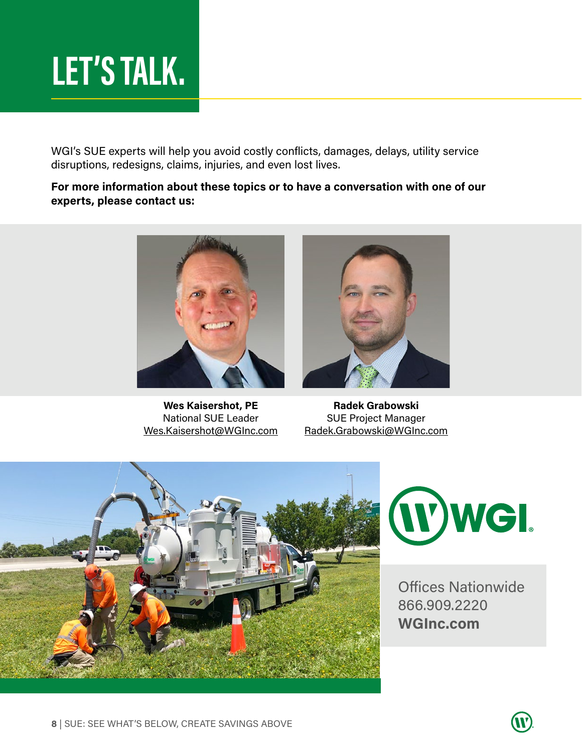# LET'S TALK.

WGI's SUE experts will help you avoid costly conflicts, damages, delays, utility service disruptions, redesigns, claims, injuries, and even lost lives.

**For more information about these topics or to have a conversation with one of our experts, please contact us:**

**Wes Kaisershot, PE**
National SUE Leader
Wes.Kaisershot@WGInc.com

**Radek Grabowski**
SUE Project Manager
Radek.Grabowski@WGInc.com

WGI®

Offices Nationwide
866.909.2220
**WGInc.com**